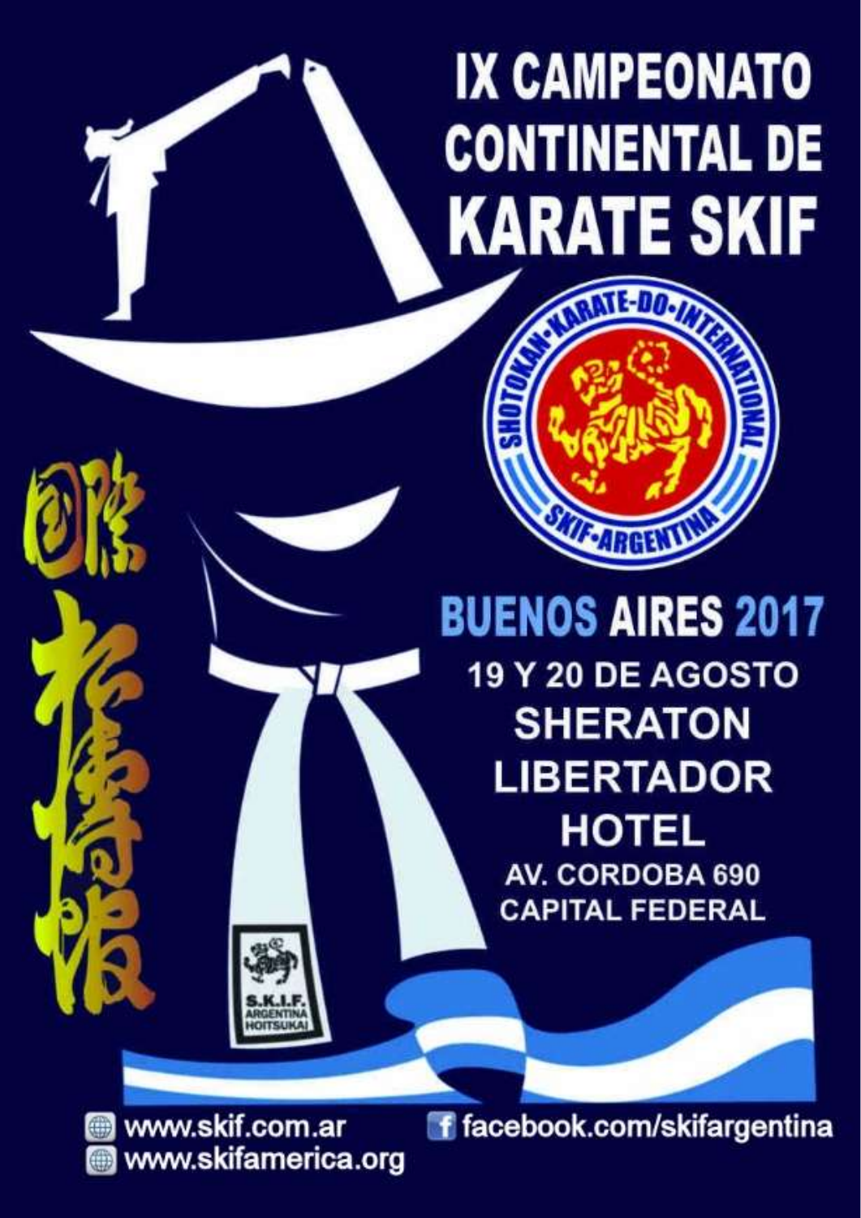# IX CAMPEONATO CONTINENTAL DE KARATE SKIF

SHOTOKAN-KARATE-DO-INTERNATIONAL

SKIF-ARGENTINA

国際松濤館

## BUENOS AIRES 2017

**19 Y 20 DE AGOSTO**

**SHERATON LIBERTADOR HOTEL**

AV. CORDOBA 690
CAPITAL FEDERAL

S.K.I.F. ARGENTINA HOITSUKAI

www.skif.com.ar
www.skifamerica.org

facebook.com/skifargentina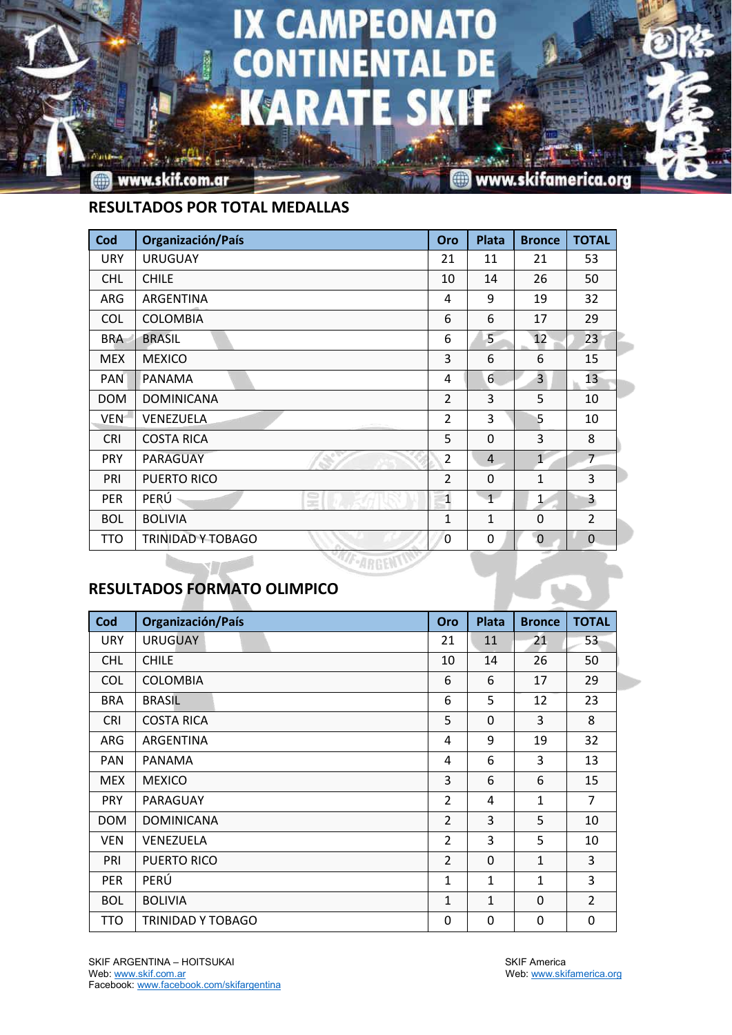# IX CAMPEONATO CONTINENTAL DE KARATE SKIF

www.skif.com.ar www.skifamerica.org

## RESULTADOS POR TOTAL MEDALLAS

| Cod | Organización/País | Oro | Plata | Bronce | TOTAL |
|---|---|---|---|---|---|
| URY | URUGUAY | 21 | 11 | 21 | 53 |
| CHL | CHILE | 10 | 14 | 26 | 50 |
| ARG | ARGENTINA | 4 | 9 | 19 | 32 |
| COL | COLOMBIA | 6 | 6 | 17 | 29 |
| BRA | BRASIL | 6 | 5 | 12 | 23 |
| MEX | MEXICO | 3 | 6 | 6 | 15 |
| PAN | PANAMA | 4 | 6 | 3 | 13 |
| DOM | DOMINICANA | 2 | 3 | 5 | 10 |
| VEN | VENEZUELA | 2 | 3 | 5 | 10 |
| CRI | COSTA RICA | 5 | 0 | 3 | 8 |
| PRY | PARAGUAY | 2 | 4 | 1 | 7 |
| PRI | PUERTO RICO | 2 | 0 | 1 | 3 |
| PER | PERÚ | 1 | 1 | 1 | 3 |
| BOL | BOLIVIA | 1 | 1 | 0 | 2 |
| TTO | TRINIDAD Y TOBAGO | 0 | 0 | 0 | 0 |

## RESULTADOS FORMATO OLIMPICO

| Cod | Organización/País | Oro | Plata | Bronce | TOTAL |
|---|---|---|---|---|---|
| URY | URUGUAY | 21 | 11 | 21 | 53 |
| CHL | CHILE | 10 | 14 | 26 | 50 |
| COL | COLOMBIA | 6 | 6 | 17 | 29 |
| BRA | BRASIL | 6 | 5 | 12 | 23 |
| CRI | COSTA RICA | 5 | 0 | 3 | 8 |
| ARG | ARGENTINA | 4 | 9 | 19 | 32 |
| PAN | PANAMA | 4 | 6 | 3 | 13 |
| MEX | MEXICO | 3 | 6 | 6 | 15 |
| PRY | PARAGUAY | 2 | 4 | 1 | 7 |
| DOM | DOMINICANA | 2 | 3 | 5 | 10 |
| VEN | VENEZUELA | 2 | 3 | 5 | 10 |
| PRI | PUERTO RICO | 2 | 0 | 1 | 3 |
| PER | PERÚ | 1 | 1 | 1 | 3 |
| BOL | BOLIVIA | 1 | 1 | 0 | 2 |
| TTO | TRINIDAD Y TOBAGO | 0 | 0 | 0 | 0 |

SKIF ARGENTINA – HOITSUKAI
Web: www.skif.com.ar
Facebook: www.facebook.com/skifargentina

SKIF America
Web: www.skifamerica.org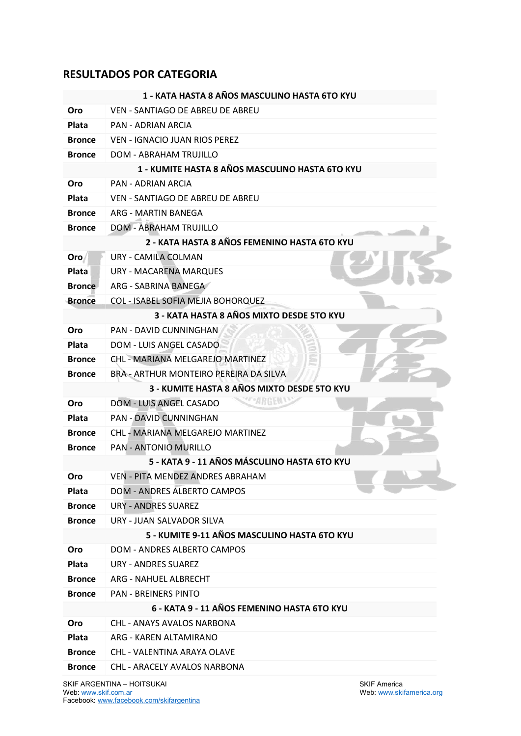## RESULTADOS POR CATEGORIA

| 1 - KATA HASTA 8 AÑOS MASCULINO HASTA 6TO KYU | |
|---|---|
| **Oro** | VEN - SANTIAGO DE ABREU DE ABREU |
| **Plata** | PAN - ADRIAN ARCIA |
| **Bronce** | VEN - IGNACIO JUAN RIOS PEREZ |
| **Bronce** | DOM - ABRAHAM TRUJILLO |
| **1 - KUMITE HASTA 8 AÑOS MASCULINO HASTA 6TO KYU** | |
| **Oro** | PAN - ADRIAN ARCIA |
| **Plata** | VEN - SANTIAGO DE ABREU DE ABREU |
| **Bronce** | ARG - MARTIN BANEGA |
| **Bronce** | DOM - ABRAHAM TRUJILLO |
| **2 - KATA HASTA 8 AÑOS FEMENINO HASTA 6TO KYU** | |
| **Oro** | URY - CAMILA COLMAN |
| **Plata** | URY - MACARENA MARQUES |
| **Bronce** | ARG - SABRINA BANEGA |
| **Bronce** | COL - ISABEL SOFIA MEJIA BOHORQUEZ |
| **3 - KATA HASTA 8 AÑOS MIXTO DESDE 5TO KYU** | |
| **Oro** | PAN - DAVID CUNNINGHAN |
| **Plata** | DOM - LUIS ANGEL CASADO |
| **Bronce** | CHL - MARIANA MELGAREJO MARTINEZ |
| **Bronce** | BRA - ARTHUR MONTEIRO PEREIRA DA SILVA |
| **3 - KUMITE HASTA 8 AÑOS MIXTO DESDE 5TO KYU** | |
| **Oro** | DOM - LUIS ANGEL CASADO |
| **Plata** | PAN - DAVID CUNNINGHAN |
| **Bronce** | CHL - MARIANA MELGAREJO MARTINEZ |
| **Bronce** | PAN - ANTONIO MURILLO |
| **5 - KATA 9 - 11 AÑOS MÁSCULINO HASTA 6TO KYU** | |
| **Oro** | VEN - PITA MENDEZ ANDRES ABRAHAM |
| **Plata** | DOM - ANDRES ALBERTO CAMPOS |
| **Bronce** | URY - ANDRES SUAREZ |
| **Bronce** | URY - JUAN SALVADOR SILVA |
| **5 - KUMITE 9-11 AÑOS MASCULINO HASTA 6TO KYU** | |
| **Oro** | DOM - ANDRES ALBERTO CAMPOS |
| **Plata** | URY - ANDRES SUAREZ |
| **Bronce** | ARG - NAHUEL ALBRECHT |
| **Bronce** | PAN - BREINERS PINTO |
| **6 - KATA 9 - 11 AÑOS FEMENINO HASTA 6TO KYU** | |
| **Oro** | CHL - ANAYS AVALOS NARBONA |
| **Plata** | ARG - KAREN ALTAMIRANO |
| **Bronce** | CHL - VALENTINA ARAYA OLAVE |
| **Bronce** | CHL - ARACELY AVALOS NARBONA |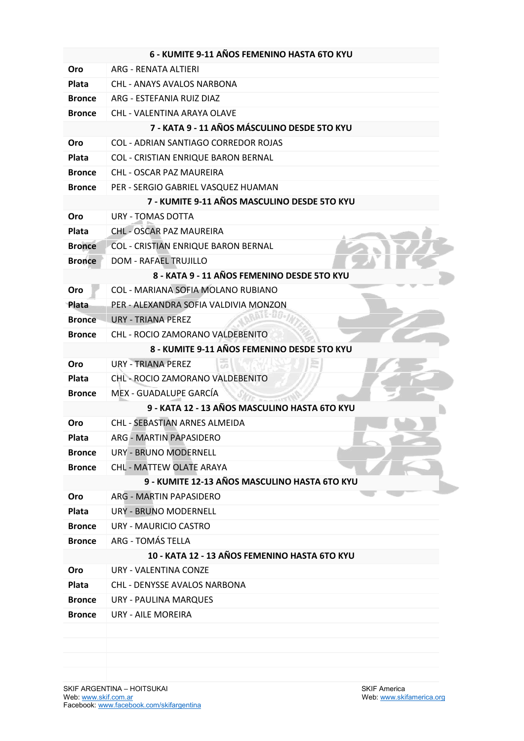| 6 - KUMITE 9-11 AÑOS FEMENINO HASTA 6TO KYU | |
|---|---|
| **Oro** | ARG - RENATA ALTIERI |
| **Plata** | CHL - ANAYS AVALOS NARBONA |
| **Bronce** | ARG - ESTEFANIA RUIZ DIAZ |
| **Bronce** | CHL - VALENTINA ARAYA OLAVE |
| **7 - KATA 9 - 11 AÑOS MÁSCULINO DESDE 5TO KYU** | |
| **Oro** | COL - ADRIAN SANTIAGO CORREDOR ROJAS |
| **Plata** | COL - CRISTIAN ENRIQUE BARON BERNAL |
| **Bronce** | CHL - OSCAR PAZ MAUREIRA |
| **Bronce** | PER - SERGIO GABRIEL VASQUEZ HUAMAN |
| **7 - KUMITE 9-11 AÑOS MASCULINO DESDE 5TO KYU** | |
| **Oro** | URY - TOMAS DOTTA |
| **Plata** | CHL - OSCAR PAZ MAUREIRA |
| **Bronce** | COL - CRISTIAN ENRIQUE BARON BERNAL |
| **Bronce** | DOM - RAFAEL TRUJILLO |
| **8 - KATA 9 - 11 AÑOS FEMENINO DESDE 5TO KYU** | |
| **Oro** | COL - MARIANA SOFIA MOLANO RUBIANO |
| **Plata** | PER - ALEXANDRA SOFIA VALDIVIA MONZON |
| **Bronce** | URY - TRIANA PEREZ |
| **Bronce** | CHL - ROCIO ZAMORANO VALDEBENITO |
| **8 - KUMITE 9-11 AÑOS FEMENINO DESDE 5TO KYU** | |
| **Oro** | URY - TRIANA PEREZ |
| **Plata** | CHL - ROCIO ZAMORANO VALDEBENITO |
| **Bronce** | MEX - GUADALUPE GARCÍA |
| **9 - KATA 12 - 13 AÑOS MASCULINO HASTA 6TO KYU** | |
| **Oro** | CHL - SEBASTIAN ARNES ALMEIDA |
| **Plata** | ARG - MARTIN PAPASIDERO |
| **Bronce** | URY - BRUNO MODERNELL |
| **Bronce** | CHL - MATTEW OLATE ARAYA |
| **9 - KUMITE 12-13 AÑOS MASCULINO HASTA 6TO KYU** | |
| **Oro** | ARG - MARTIN PAPASIDERO |
| **Plata** | URY - BRUNO MODERNELL |
| **Bronce** | URY - MAURICIO CASTRO |
| **Bronce** | ARG - TOMÁS TELLA |
| **10 - KATA 12 - 13 AÑOS FEMENINO HASTA 6TO KYU** | |
| **Oro** | URY - VALENTINA CONZE |
| **Plata** | CHL - DENYSSE AVALOS NARBONA |
| **Bronce** | URY - PAULINA MARQUES |
| **Bronce** | URY - AILE MOREIRA |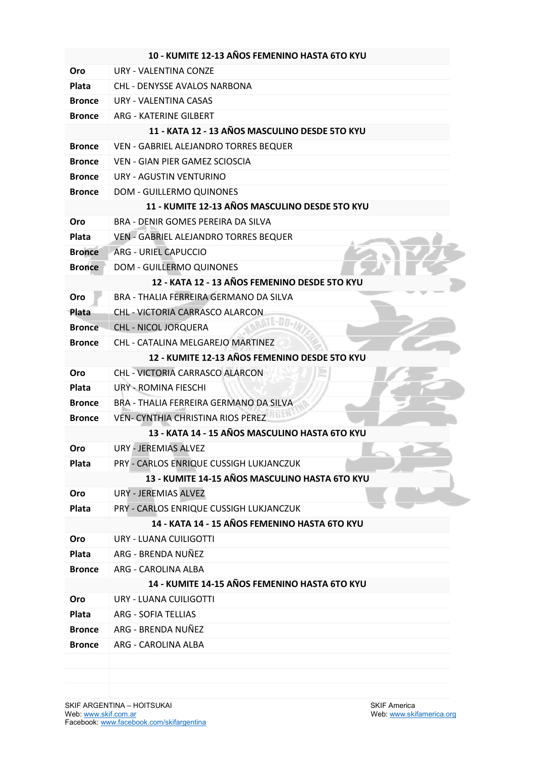| 10 - KUMITE 12-13 AÑOS FEMENINO HASTA 6TO KYU | |
|---|---|
| **Oro** | URY - VALENTINA CONZE |
| **Plata** | CHL - DENYSSE AVALOS NARBONA |
| **Bronce** | URY - VALENTINA CASAS |
| **Bronce** | ARG - KATERINE GILBERT |
| **11 - KATA 12 - 13 AÑOS MASCULINO DESDE 5TO KYU** | |
| **Bronce** | VEN - GABRIEL ALEJANDRO TORRES BEQUER |
| **Bronce** | VEN - GIAN PIER GAMEZ SCIOSCIA |
| **Bronce** | URY - AGUSTIN VENTURINO |
| **Bronce** | DOM - GUILLERMO QUINONES |
| **11 - KUMITE 12-13 AÑOS MASCULINO DESDE 5TO KYU** | |
| **Oro** | BRA - DENIR GOMES PEREIRA DA SILVA |
| **Plata** | VEN - GABRIEL ALEJANDRO TORRES BEQUER |
| **Bronce** | ARG - URIEL CAPUCCIO |
| **Bronce** | DOM - GUILLERMO QUINONES |
| **12 - KATA 12 - 13 AÑOS FEMENINO DESDE 5TO KYU** | |
| **Oro** | BRA - THALIA FERREIRA GERMANO DA SILVA |
| **Plata** | CHL - VICTORIA CARRASCO ALARCON |
| **Bronce** | CHL - NICOL JORQUERA |
| **Bronce** | CHL - CATALINA MELGAREJO MARTINEZ |
| **12 - KUMITE 12-13 AÑOS FEMENINO DESDE 5TO KYU** | |
| **Oro** | CHL - VICTORIA CARRASCO ALARCON |
| **Plata** | URY - ROMINA FIESCHI |
| **Bronce** | BRA - THALIA FERREIRA GERMANO DA SILVA |
| **Bronce** | VEN- CYNTHIA CHRISTINA RIOS PEREZ |
| **13 - KATA 14 - 15 AÑOS MASCULINO HASTA 6TO KYU** | |
| **Oro** | URY - JEREMIAS ALVEZ |
| **Plata** | PRY - CARLOS ENRIQUE CUSSIGH LUKJANCZUK |
| **13 - KUMITE 14-15 AÑOS MASCULINO HASTA 6TO KYU** | |
| **Oro** | URY - JEREMIAS ALVEZ |
| **Plata** | PRY - CARLOS ENRIQUE CUSSIGH LUKJANCZUK |
| **14 - KATA 14 - 15 AÑOS FEMENINO HASTA 6TO KYU** | |
| **Oro** | URY - LUANA CUILIGOTTI |
| **Plata** | ARG - BRENDA NUÑEZ |
| **Bronce** | ARG - CAROLINA ALBA |
| **14 - KUMITE 14-15 AÑOS FEMENINO HASTA 6TO KYU** | |
| **Oro** | URY - LUANA CUILIGOTTI |
| **Plata** | ARG - SOFIA TELLIAS |
| **Bronce** | ARG - BRENDA NUÑEZ |
| **Bronce** | ARG - CAROLINA ALBA |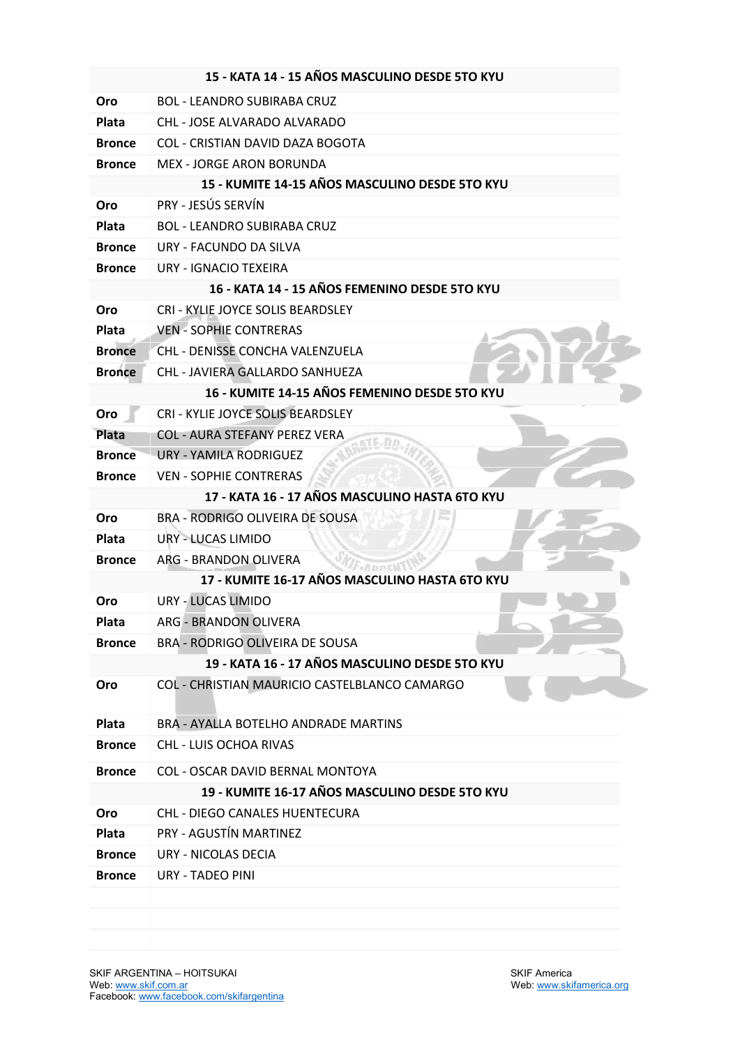| 15 - KATA 14 - 15 AÑOS MASCULINO DESDE 5TO KYU | |
|---|---|
| **Oro** | BOL - LEANDRO SUBIRABA CRUZ |
| **Plata** | CHL - JOSE ALVARADO ALVARADO |
| **Bronce** | COL - CRISTIAN DAVID DAZA BOGOTA |
| **Bronce** | MEX - JORGE ARON BORUNDA |
| **15 - KUMITE 14-15 AÑOS MASCULINO DESDE 5TO KYU** | |
| **Oro** | PRY - JESÚS SERVÍN |
| **Plata** | BOL - LEANDRO SUBIRABA CRUZ |
| **Bronce** | URY - FACUNDO DA SILVA |
| **Bronce** | URY - IGNACIO TEXEIRA |
| **16 - KATA 14 - 15 AÑOS FEMENINO DESDE 5TO KYU** | |
| **Oro** | CRI - KYLIE JOYCE SOLIS BEARDSLEY |
| **Plata** | VEN - SOPHIE CONTRERAS |
| **Bronce** | CHL - DENISSE CONCHA VALENZUELA |
| **Bronce** | CHL - JAVIERA GALLARDO SANHUEZA |
| **16 - KUMITE 14-15 AÑOS FEMENINO DESDE 5TO KYU** | |
| **Oro** | CRI - KYLIE JOYCE SOLIS BEARDSLEY |
| **Plata** | COL - AURA STEFANY PEREZ VERA |
| **Bronce** | URY - YAMILA RODRIGUEZ |
| **Bronce** | VEN - SOPHIE CONTRERAS |
| **17 - KATA 16 - 17 AÑOS MASCULINO HASTA 6TO KYU** | |
| **Oro** | BRA - RODRIGO OLIVEIRA DE SOUSA |
| **Plata** | URY - LUCAS LIMIDO |
| **Bronce** | ARG - BRANDON OLIVERA |
| **17 - KUMITE 16-17 AÑOS MASCULINO HASTA 6TO KYU** | |
| **Oro** | URY - LUCAS LIMIDO |
| **Plata** | ARG - BRANDON OLIVERA |
| **Bronce** | BRA - RODRIGO OLIVEIRA DE SOUSA |
| **19 - KATA 16 - 17 AÑOS MASCULINO DESDE 5TO KYU** | |
| **Oro** | COL - CHRISTIAN MAURICIO CASTELBLANCO CAMARGO |
| **Plata** | BRA - AYALLA BOTELHO ANDRADE MARTINS |
| **Bronce** | CHL - LUIS OCHOA RIVAS |
| **Bronce** | COL - OSCAR DAVID BERNAL MONTOYA |
| **19 - KUMITE 16-17 AÑOS MASCULINO DESDE 5TO KYU** | |
| **Oro** | CHL - DIEGO CANALES HUENTECURA |
| **Plata** | PRY - AGUSTÍN MARTINEZ |
| **Bronce** | URY - NICOLAS DECIA |
| **Bronce** | URY - TADEO PINI |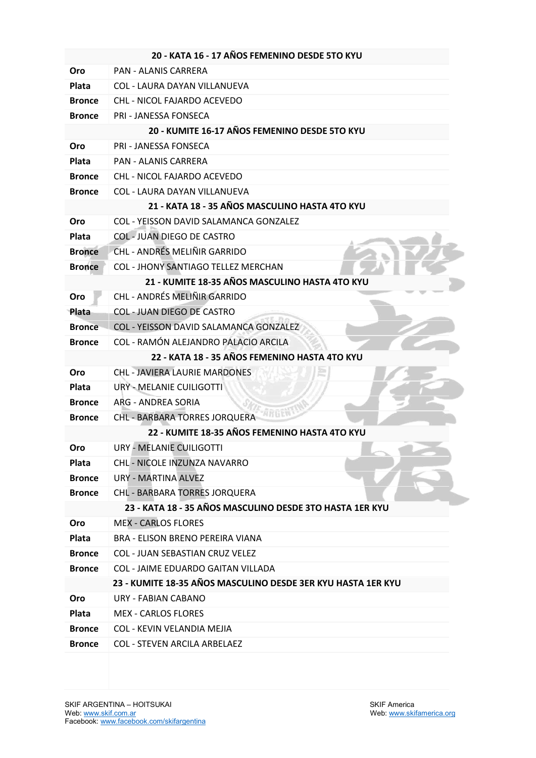| 20 - KATA 16 - 17 AÑOS FEMENINO DESDE 5TO KYU | |
|---|---|
| **Oro** | PAN - ALANIS CARRERA |
| **Plata** | COL - LAURA DAYAN VILLANUEVA |
| **Bronce** | CHL - NICOL FAJARDO ACEVEDO |
| **Bronce** | PRI - JANESSA FONSECA |
| **20 - KUMITE 16-17 AÑOS FEMENINO DESDE 5TO KYU** | |
| **Oro** | PRI - JANESSA FONSECA |
| **Plata** | PAN - ALANIS CARRERA |
| **Bronce** | CHL - NICOL FAJARDO ACEVEDO |
| **Bronce** | COL - LAURA DAYAN VILLANUEVA |
| **21 - KATA 18 - 35 AÑOS MASCULINO HASTA 4TO KYU** | |
| **Oro** | COL - YEISSON DAVID SALAMANCA GONZALEZ |
| **Plata** | COL - JUAN DIEGO DE CASTRO |
| **Bronce** | CHL - ANDRÉS MELIÑIR GARRIDO |
| **Bronce** | COL - JHONY SANTIAGO TELLEZ MERCHAN |
| **21 - KUMITE 18-35 AÑOS MASCULINO HASTA 4TO KYU** | |
| **Oro** | CHL - ANDRÉS MELIÑIR GARRIDO |
| **Plata** | COL - JUAN DIEGO DE CASTRO |
| **Bronce** | COL - YEISSON DAVID SALAMANCA GONZALEZ |
| **Bronce** | COL - RAMÓN ALEJANDRO PALACIO ARCILA |
| **22 - KATA 18 - 35 AÑOS FEMENINO HASTA 4TO KYU** | |
| **Oro** | CHL - JAVIERA LAURIE MARDONES |
| **Plata** | URY - MELANIE CUILIGOTTI |
| **Bronce** | ARG - ANDREA SORIA |
| **Bronce** | CHL - BARBARA TORRES JORQUERA |
| **22 - KUMITE 18-35 AÑOS FEMENINO HASTA 4TO KYU** | |
| **Oro** | URY - MELANIE CUILIGOTTI |
| **Plata** | CHL - NICOLE INZUNZA NAVARRO |
| **Bronce** | URY - MARTINA ALVEZ |
| **Bronce** | CHL - BARBARA TORRES JORQUERA |
| **23 - KATA 18 - 35 AÑOS MASCULINO DESDE 3TO HASTA 1ER KYU** | |
| **Oro** | MEX - CARLOS FLORES |
| **Plata** | BRA - ELISON BRENO PEREIRA VIANA |
| **Bronce** | COL - JUAN SEBASTIAN CRUZ VELEZ |
| **Bronce** | COL - JAIME EDUARDO GAITAN VILLADA |
| **23 - KUMITE 18-35 AÑOS MASCULINO DESDE 3ER KYU HASTA 1ER KYU** | |
| **Oro** | URY - FABIAN CABANO |
| **Plata** | MEX - CARLOS FLORES |
| **Bronce** | COL - KEVIN VELANDIA MEJIA |
| **Bronce** | COL - STEVEN ARCILA ARBELAEZ |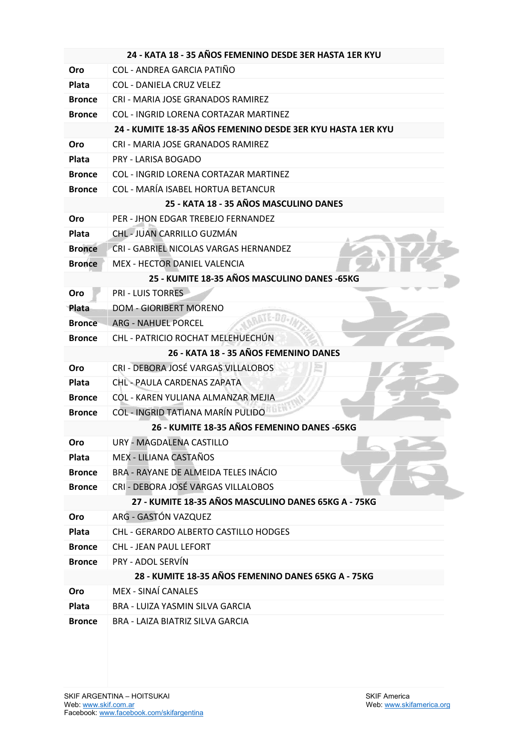| 24 - KATA 18 - 35 AÑOS FEMENINO DESDE 3ER HASTA 1ER KYU | |
|---|---|
| **Oro** | COL - ANDREA GARCIA PATIÑO |
| **Plata** | COL - DANIELA CRUZ VELEZ |
| **Bronce** | CRI - MARIA JOSE GRANADOS RAMIREZ |
| **Bronce** | COL - INGRID LORENA CORTAZAR MARTINEZ |

| 24 - KUMITE 18-35 AÑOS FEMENINO DESDE 3ER KYU HASTA 1ER KYU | |
|---|---|
| **Oro** | CRI - MARIA JOSE GRANADOS RAMIREZ |
| **Plata** | PRY - LARISA BOGADO |
| **Bronce** | COL - INGRID LORENA CORTAZAR MARTINEZ |
| **Bronce** | COL - MARÍA ISABEL HORTUA BETANCUR |

| 25 - KATA 18 - 35 AÑOS MASCULINO DANES | |
|---|---|
| **Oro** | PER - JHON EDGAR TREBEJO FERNANDEZ |
| **Plata** | CHL - JUAN CARRILLO GUZMÁN |
| **Bronce** | CRI - GABRIEL NICOLAS VARGAS HERNANDEZ |
| **Bronce** | MEX - HECTOR DANIEL VALENCIA |

| 25 - KUMITE 18-35 AÑOS MASCULINO DANES -65KG | |
|---|---|
| **Oro** | PRI - LUIS TORRES |
| **Plata** | DOM - GIORIBERT MORENO |
| **Bronce** | ARG - NAHUEL PORCEL |
| **Bronce** | CHL - PATRICIO ROCHAT MELEHUECHÚN |

| 26 - KATA 18 - 35 AÑOS FEMENINO DANES | |
|---|---|
| **Oro** | CRI - DEBORA JOSÉ VARGAS VILLALOBOS |
| **Plata** | CHL - PAULA CARDENAS ZAPATA |
| **Bronce** | COL - KAREN YULIANA ALMANZAR MEJIA |
| **Bronce** | COL - INGRID TATIANA MARÍN PULIDO |

| 26 - KUMITE 18-35 AÑOS FEMENINO DANES -65KG | |
|---|---|
| **Oro** | URY - MAGDALENA CASTILLO |
| **Plata** | MEX - LILIANA CASTAÑOS |
| **Bronce** | BRA - RAYANE DE ALMEIDA TELES INÁCIO |
| **Bronce** | CRI - DEBORA JOSÉ VARGAS VILLALOBOS |

| 27 - KUMITE 18-35 AÑOS MASCULINO DANES 65KG A - 75KG | |
|---|---|
| **Oro** | ARG - GASTÓN VAZQUEZ |
| **Plata** | CHL - GERARDO ALBERTO CASTILLO HODGES |
| **Bronce** | CHL - JEAN PAUL LEFORT |
| **Bronce** | PRY - ADOL SERVÍN |

| 28 - KUMITE 18-35 AÑOS FEMENINO DANES 65KG A - 75KG | |
|---|---|
| **Oro** | MEX - SINAÍ CANALES |
| **Plata** | BRA - LUIZA YASMIN SILVA GARCIA |
| **Bronce** | BRA - LAIZA BIATRIZ SILVA GARCIA |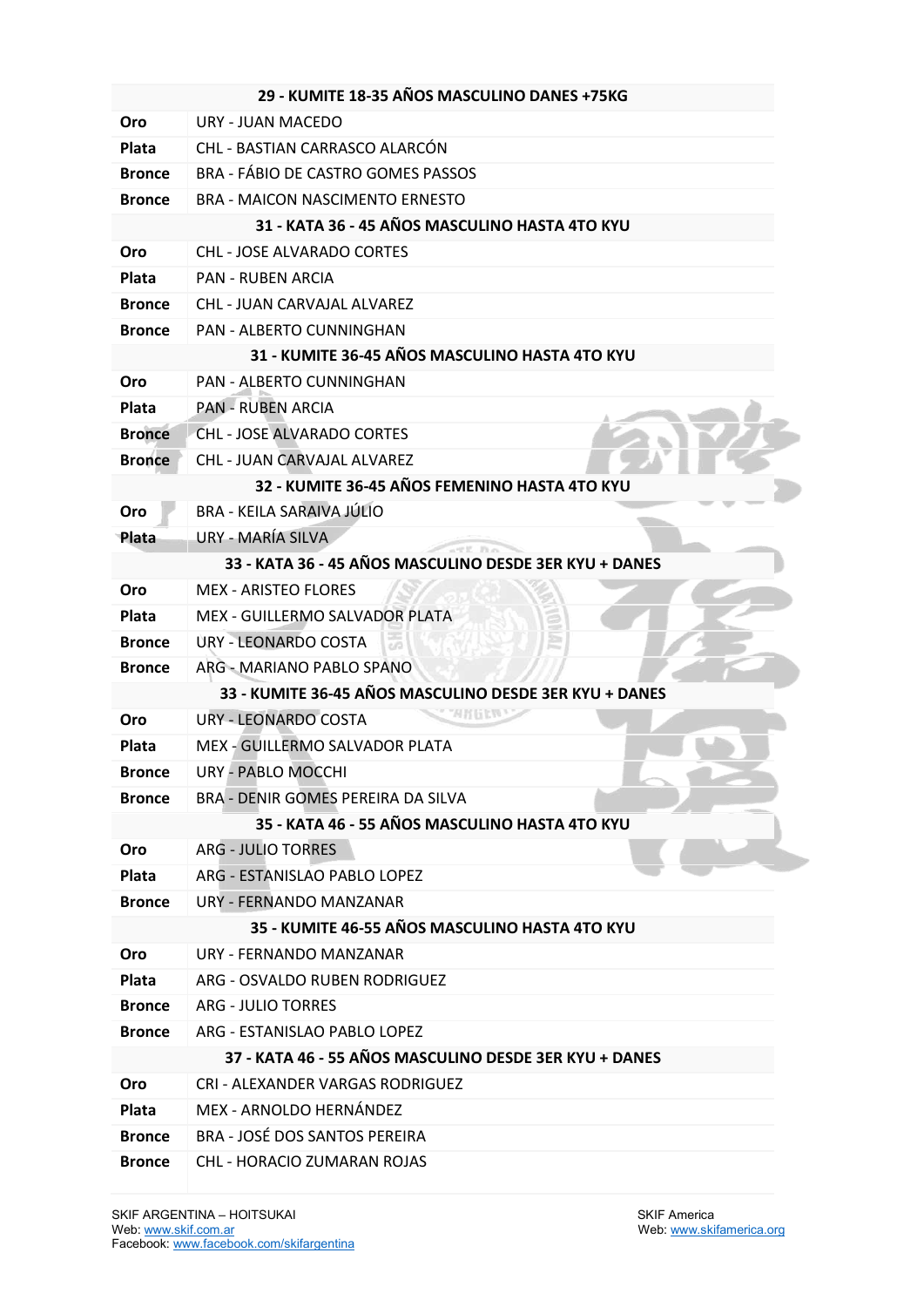| 29 - KUMITE 18-35 AÑOS MASCULINO DANES +75KG | |
|---|---|
| **Oro** | URY - JUAN MACEDO |
| **Plata** | CHL - BASTIAN CARRASCO ALARCÓN |
| **Bronce** | BRA - FÁBIO DE CASTRO GOMES PASSOS |
| **Bronce** | BRA - MAICON NASCIMENTO ERNESTO |
| **31 - KATA 36 - 45 AÑOS MASCULINO HASTA 4TO KYU** | |
| **Oro** | CHL - JOSE ALVARADO CORTES |
| **Plata** | PAN - RUBEN ARCIA |
| **Bronce** | CHL - JUAN CARVAJAL ALVAREZ |
| **Bronce** | PAN - ALBERTO CUNNINGHAN |
| **31 - KUMITE 36-45 AÑOS MASCULINO HASTA 4TO KYU** | |
| **Oro** | PAN - ALBERTO CUNNINGHAN |
| **Plata** | PAN - RUBEN ARCIA |
| **Bronce** | CHL - JOSE ALVARADO CORTES |
| **Bronce** | CHL - JUAN CARVAJAL ALVAREZ |
| **32 - KUMITE 36-45 AÑOS FEMENINO HASTA 4TO KYU** | |
| **Oro** | BRA - KEILA SARAIVA JÚLIO |
| **Plata** | URY - MARÍA SILVA |
| **33 - KATA 36 - 45 AÑOS MASCULINO DESDE 3ER KYU + DANES** | |
| **Oro** | MEX - ARISTEO FLORES |
| **Plata** | MEX - GUILLERMO SALVADOR PLATA |
| **Bronce** | URY - LEONARDO COSTA |
| **Bronce** | ARG - MARIANO PABLO SPANO |
| **33 - KUMITE 36-45 AÑOS MASCULINO DESDE 3ER KYU + DANES** | |
| **Oro** | URY - LEONARDO COSTA |
| **Plata** | MEX - GUILLERMO SALVADOR PLATA |
| **Bronce** | URY - PABLO MOCCHI |
| **Bronce** | BRA - DENIR GOMES PEREIRA DA SILVA |
| **35 - KATA 46 - 55 AÑOS MASCULINO HASTA 4TO KYU** | |
| **Oro** | ARG - JULIO TORRES |
| **Plata** | ARG - ESTANISLAO PABLO LOPEZ |
| **Bronce** | URY - FERNANDO MANZANAR |
| **35 - KUMITE 46-55 AÑOS MASCULINO HASTA 4TO KYU** | |
| **Oro** | URY - FERNANDO MANZANAR |
| **Plata** | ARG - OSVALDO RUBEN RODRIGUEZ |
| **Bronce** | ARG - JULIO TORRES |
| **Bronce** | ARG - ESTANISLAO PABLO LOPEZ |
| **37 - KATA 46 - 55 AÑOS MASCULINO DESDE 3ER KYU + DANES** | |
| **Oro** | CRI - ALEXANDER VARGAS RODRIGUEZ |
| **Plata** | MEX - ARNOLDO HERNÁNDEZ |
| **Bronce** | BRA - JOSÉ DOS SANTOS PEREIRA |
| **Bronce** | CHL - HORACIO ZUMARAN ROJAS |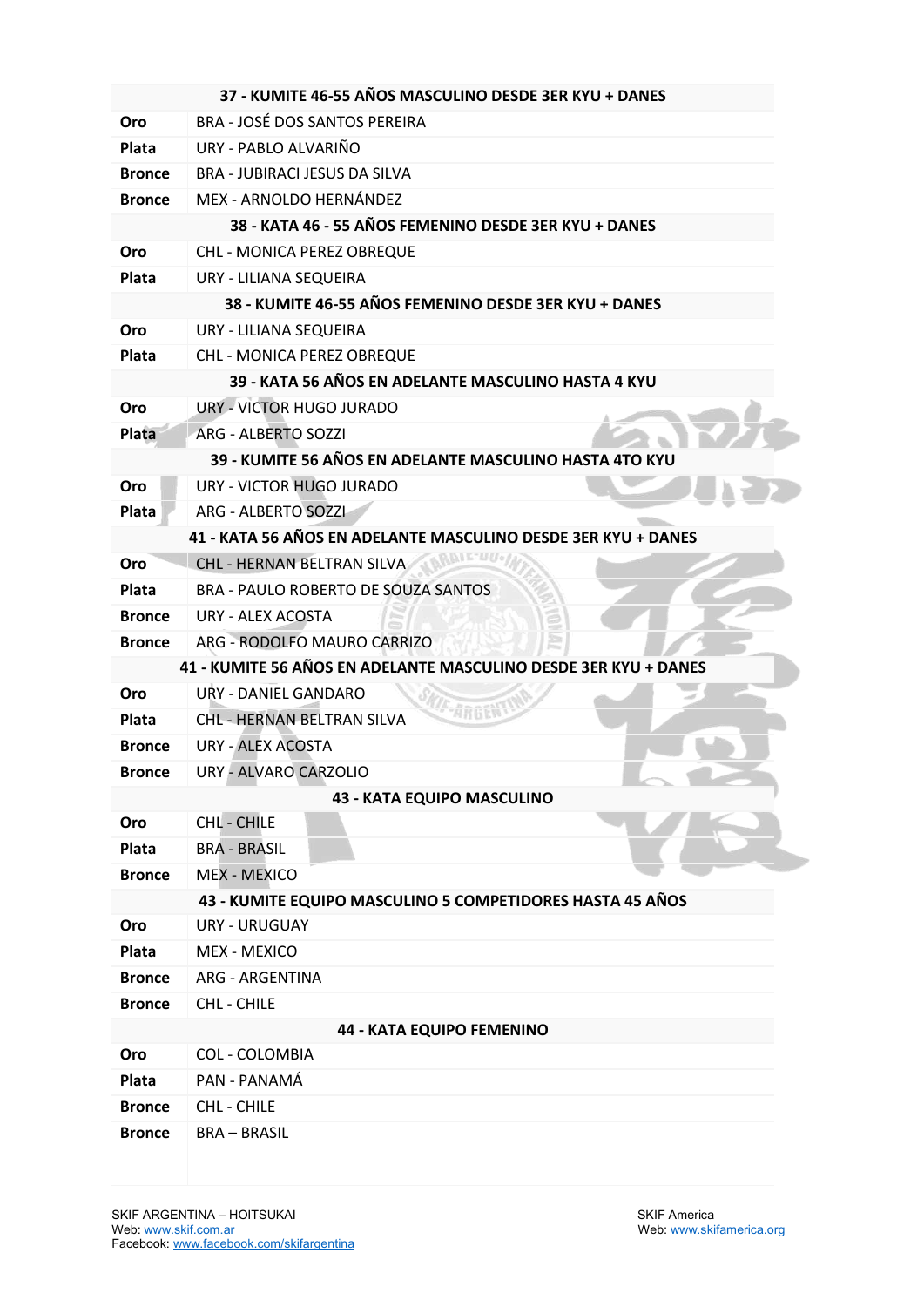| 37 - KUMITE 46-55 AÑOS MASCULINO DESDE 3ER KYU + DANES | |
|---|---|
| **Oro** | BRA - JOSÉ DOS SANTOS PEREIRA |
| **Plata** | URY - PABLO ALVARIÑO |
| **Bronce** | BRA - JUBIRACI JESUS DA SILVA |
| **Bronce** | MEX - ARNOLDO HERNÁNDEZ |
| **38 - KATA 46 - 55 AÑOS FEMENINO DESDE 3ER KYU + DANES** | |
| **Oro** | CHL - MONICA PEREZ OBREQUE |
| **Plata** | URY - LILIANA SEQUEIRA |
| **38 - KUMITE 46-55 AÑOS FEMENINO DESDE 3ER KYU + DANES** | |
| **Oro** | URY - LILIANA SEQUEIRA |
| **Plata** | CHL - MONICA PEREZ OBREQUE |
| **39 - KATA 56 AÑOS EN ADELANTE MASCULINO HASTA 4 KYU** | |
| **Oro** | URY - VICTOR HUGO JURADO |
| **Plata** | ARG - ALBERTO SOZZI |
| **39 - KUMITE 56 AÑOS EN ADELANTE MASCULINO HASTA 4TO KYU** | |
| **Oro** | URY - VICTOR HUGO JURADO |
| **Plata** | ARG - ALBERTO SOZZI |
| **41 - KATA 56 AÑOS EN ADELANTE MASCULINO DESDE 3ER KYU + DANES** | |
| **Oro** | CHL - HERNAN BELTRAN SILVA |
| **Plata** | BRA - PAULO ROBERTO DE SOUZA SANTOS |
| **Bronce** | URY - ALEX ACOSTA |
| **Bronce** | ARG - RODOLFO MAURO CARRIZO |
| **41 - KUMITE 56 AÑOS EN ADELANTE MASCULINO DESDE 3ER KYU + DANES** | |
| **Oro** | URY - DANIEL GANDARO |
| **Plata** | CHL - HERNAN BELTRAN SILVA |
| **Bronce** | URY - ALEX ACOSTA |
| **Bronce** | URY - ALVARO CARZOLIO |
| **43 - KATA EQUIPO MASCULINO** | |
| **Oro** | CHL - CHILE |
| **Plata** | BRA - BRASIL |
| **Bronce** | MEX - MEXICO |
| **43 - KUMITE EQUIPO MASCULINO 5 COMPETIDORES HASTA 45 AÑOS** | |
| **Oro** | URY - URUGUAY |
| **Plata** | MEX - MEXICO |
| **Bronce** | ARG - ARGENTINA |
| **Bronce** | CHL - CHILE |
| **44 - KATA EQUIPO FEMENINO** | |
| **Oro** | COL - COLOMBIA |
| **Plata** | PAN - PANAMÁ |
| **Bronce** | CHL - CHILE |
| **Bronce** | BRA – BRASIL |

SKIF ARGENTINA – HOITSUKAI
Web: www.skif.com.ar
Facebook: www.facebook.com/skifargentina

SKIF America
Web: www.skifamerica.org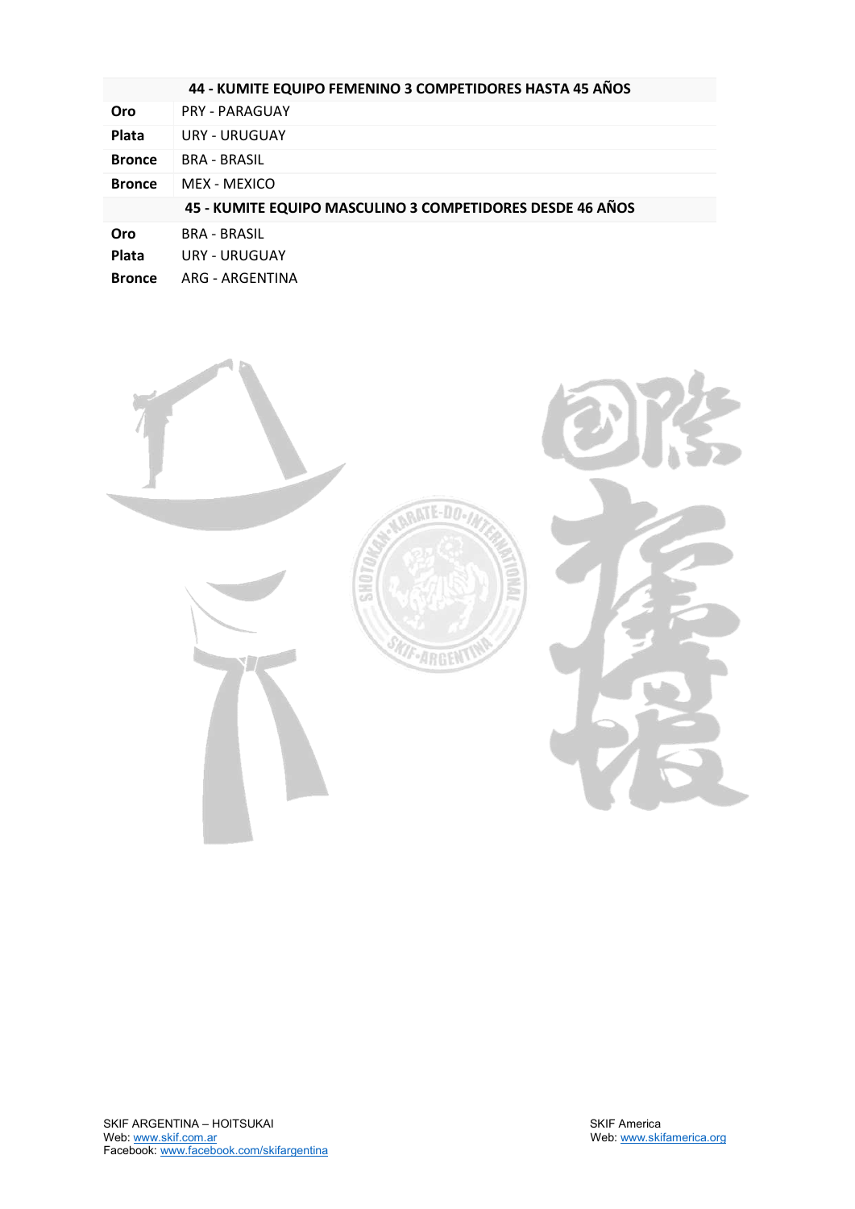| 44 - KUMITE EQUIPO FEMENINO 3 COMPETIDORES HASTA 45 AÑOS | |
|---|---|
| **Oro** | PRY - PARAGUAY |
| **Plata** | URY - URUGUAY |
| **Bronce** | BRA - BRASIL |
| **Bronce** | MEX - MEXICO |

| 45 - KUMITE EQUIPO MASCULINO 3 COMPETIDORES DESDE 46 AÑOS | |
|---|---|
| **Oro** | BRA - BRASIL |
| **Plata** | URY - URUGUAY |
| **Bronce** | ARG - ARGENTINA |